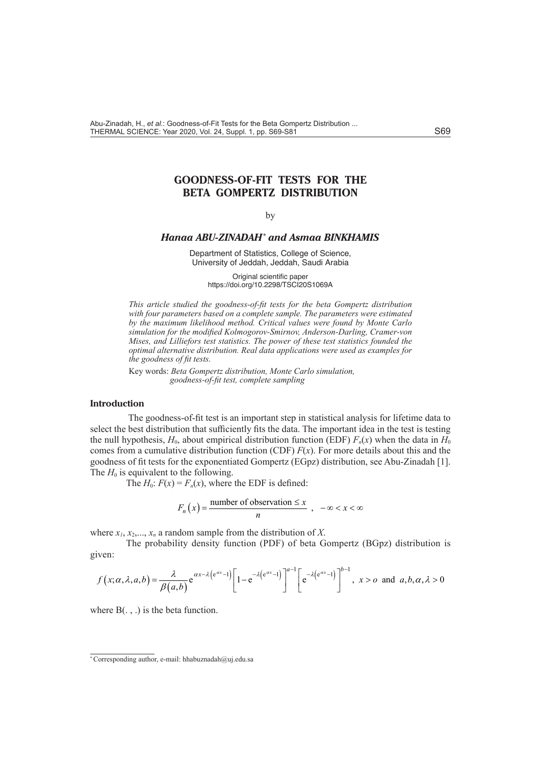# GOODNESS-OF-FIT TESTS FOR THE BETA GOMPERTZ DISTRIBUTION

by

***Hanaa ABU-ZINADAH*** [*] ***and Asmaa BINKHAMIS***

Department of Statistics, College of Science, University of Jeddah, Jeddah, Saudi Arabia

Original scientific paper
https://doi.org/10.2298/TSCI20S1069A

*This article studied the goodness-of-fit tests for the beta Gompertz distribution with four parameters based on a complete sample. The parameters were estimated by the maximum likelihood method. Critical values were found by Monte Carlo simulation for the modified Kolmogorov-Smirnov, Anderson-Darling, Cramer-von Mises, and Lilliefors test statistics. The power of these test statistics founded the optimal alternative distribution. Real data applications were used as examples for the goodness of fit tests.*

Key words: *Beta Gompertz distribution, Monte Carlo simulation, goodness-of-fit test, complete sampling*

## Introduction

The goodness-of-fit test is an important step in statistical analysis for lifetime data to select the best distribution that sufficiently fits the data. The important idea in the test is testing the null hypothesis, $H_0$, about empirical distribution function (EDF) $F_n(x)$ when the data in $H_0$ comes from a cumulative distribution function (CDF) $F(x)$. For more details about this and the goodness of fit tests for the exponentiated Gompertz (EGpz) distribution, see Abu-Zinadah [1]. The $H_0$ is equivalent to the following.

The $H_0$: $F(x) = F_n(x)$, where the EDF is defined:

$$F_n\left(x\right) = \frac{\text{number of observation} \le x}{n}\ , \quad -\infty < x < \infty$$

where $x_1, x_2, \ldots, x_n$ a random sample from the distribution of $X$.

The probability density function (PDF) of beta Gompertz (BGpz) distribution is given:

$$f\left(x;\alpha,\lambda,a,b\right) = \frac{\lambda}{\beta\left(a,b\right)} \mathrm{e}^{\alpha x-\lambda\left(\mathrm{e}^{\alpha x}-1\right)}\left[1-\mathrm{e}^{-\lambda\left(\mathrm{e}^{\alpha x}-1\right)}\right]^{a-1}\left[\mathrm{e}^{-\lambda\left(\mathrm{e}^{\alpha x}-1\right)}\right]^{b-1},\ x > o \ \text{ and } \ a,b,\alpha,\lambda > 0$$

where B(. , .) is the beta function.

[*] Corresponding author, e-mail: hhabuznadah@uj.edu.sa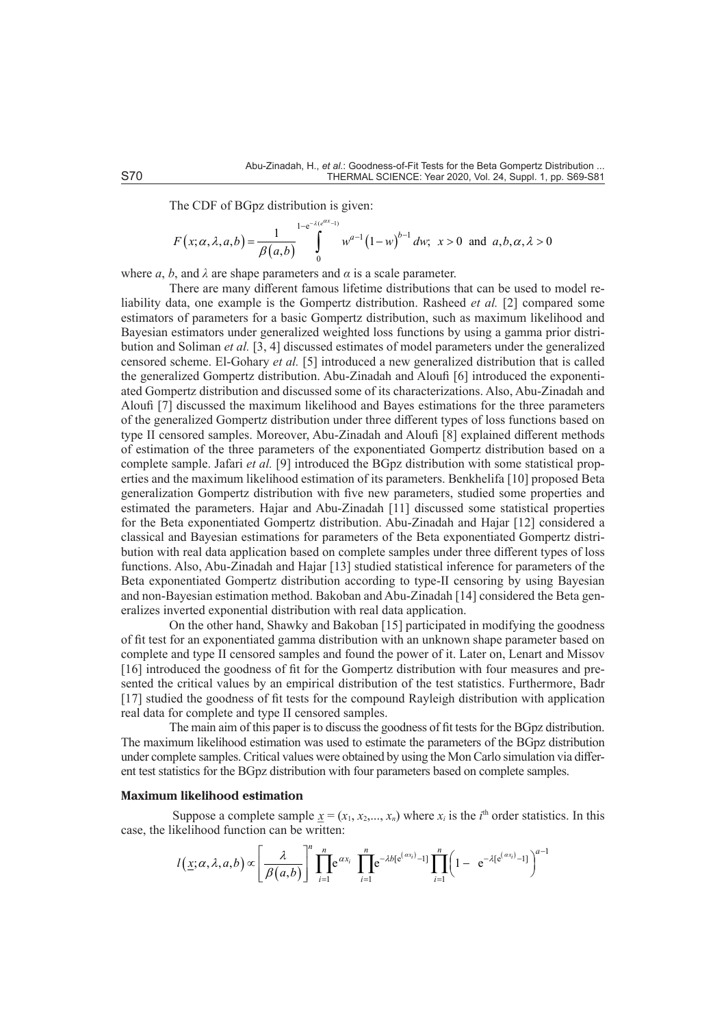The CDF of BGpz distribution is given:

$$F\left(x;\alpha,\lambda,a,b\right)=\frac{1}{\beta\left(a,b\right)}\int_{0}^{1-\mathrm{e}^{-\lambda\left(\mathrm{e}^{\alpha x}-1\right)}} w^{a-1}\left(1-w\right)^{b-1}dw;\;\; x>0 \;\text{ and }\; a,b,\alpha,\lambda>0$$

where $a$, $b$, and $\lambda$ are shape parameters and $\alpha$ is a scale parameter.

There are many different famous lifetime distributions that can be used to model reliability data, one example is the Gompertz distribution. Rasheed *et al.* [2] compared some estimators of parameters for a basic Gompertz distribution, such as maximum likelihood and Bayesian estimators under generalized weighted loss functions by using a gamma prior distribution and Soliman *et al.* [3, 4] discussed estimates of model parameters under the generalized censored scheme. El-Gohary *et al.* [5] introduced a new generalized distribution that is called the generalized Gompertz distribution. Abu-Zinadah and Aloufi [6] introduced the exponentiated Gompertz distribution and discussed some of its characterizations. Also, Abu-Zinadah and Aloufi [7] discussed the maximum likelihood and Bayes estimations for the three parameters of the generalized Gompertz distribution under three different types of loss functions based on type II censored samples. Moreover, Abu-Zinadah and Aloufi [8] explained different methods of estimation of the three parameters of the exponentiated Gompertz distribution based on a complete sample. Jafari *et al.* [9] introduced the BGpz distribution with some statistical properties and the maximum likelihood estimation of its parameters. Benkhelifa [10] proposed Beta generalization Gompertz distribution with five new parameters, studied some properties and estimated the parameters. Hajar and Abu-Zinadah [11] discussed some statistical properties for the Beta exponentiated Gompertz distribution. Abu-Zinadah and Hajar [12] considered a classical and Bayesian estimations for parameters of the Beta exponentiated Gompertz distribution with real data application based on complete samples under three different types of loss functions. Also, Abu-Zinadah and Hajar [13] studied statistical inference for parameters of the Beta exponentiated Gompertz distribution according to type-II censoring by using Bayesian and non-Bayesian estimation method. Bakoban and Abu-Zinadah [14] considered the Beta generalizes inverted exponential distribution with real data application.

On the other hand, Shawky and Bakoban [15] participated in modifying the goodness of fit test for an exponentiated gamma distribution with an unknown shape parameter based on complete and type II censored samples and found the power of it. Later on, Lenart and Missov [16] introduced the goodness of fit for the Gompertz distribution with four measures and presented the critical values by an empirical distribution of the test statistics. Furthermore, Badr [17] studied the goodness of fit tests for the compound Rayleigh distribution with application real data for complete and type II censored samples.

The main aim of this paper is to discuss the goodness of fit tests for the BGpz distribution. The maximum likelihood estimation was used to estimate the parameters of the BGpz distribution under complete samples. Critical values were obtained by using the Mon Carlo simulation via different test statistics for the BGpz distribution with four parameters based on complete samples.

## Maximum likelihood estimation

Suppose a complete sample $\underline{x}=(x_1,x_2,\ldots,x_n)$ where $x_i$ is the $i^{\text{th}}$ order statistics. In this case, the likelihood function can be written:

$$l\left(\underline{x};\alpha,\lambda,a,b\right)\propto\left[\frac{\lambda}{\beta\left(a,b\right)}\right]^{n}\prod_{i=1}^{n}\mathrm{e}^{\alpha x_i}\prod_{i=1}^{n}\mathrm{e}^{-\lambda b\left[\mathrm{e}^{\left(\alpha x_i\right)}-1\right]}\prod_{i=1}^{n}\left(1-\mathrm{e}^{-\lambda\left[\mathrm{e}^{\left(\alpha x_i\right)}-1\right]}\right)^{a-1}$$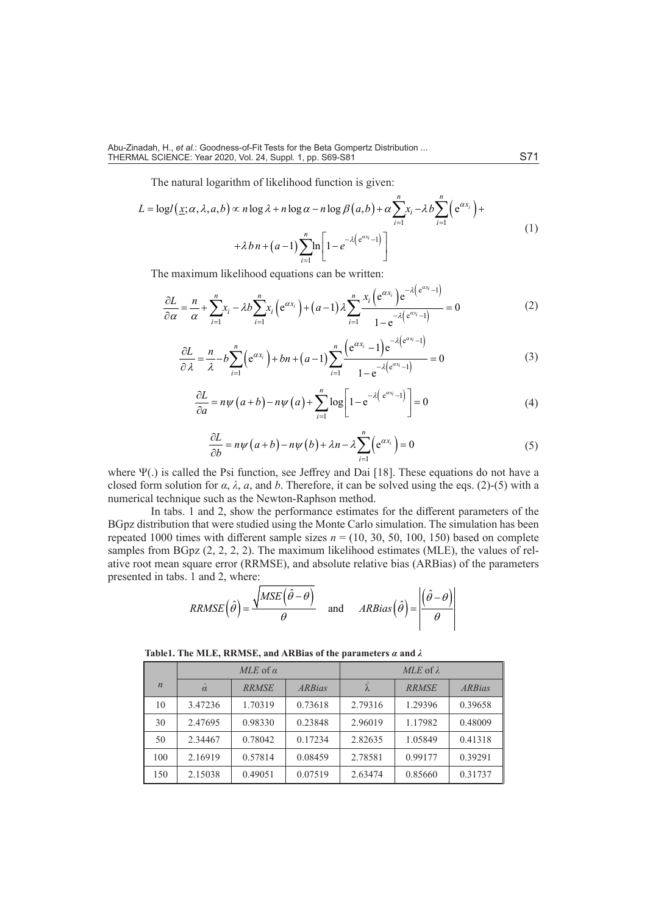The natural logarithm of likelihood function is given:

$$L = \log l\left(\underline{x};\alpha,\lambda,a,b\right) \propto n\log\lambda + n\log\alpha - n\log\beta\left(a,b\right) + \alpha\sum_{i=1}^{n}x_i - \lambda b\sum_{i=1}^{n}\left(e^{\alpha x_i}\right) + \lambda b n + \left(a-1\right)\sum_{i=1}^{n}\ln\left[1 - e^{-\lambda\left(e^{\alpha x_i}-1\right)}\right] \tag{1}$$

The maximum likelihood equations can be written:

$$\frac{\partial L}{\partial \alpha} = \frac{n}{\alpha} + \sum_{i=1}^{n}x_i - \lambda b\sum_{i=1}^{n}x_i\left(e^{\alpha x_i}\right) + \left(a-1\right)\lambda\sum_{i=1}^{n}\frac{x_i\left(e^{\alpha x_i}\right)e^{-\lambda\left(e^{\alpha x_i}-1\right)}}{1 - e^{-\lambda\left(e^{\alpha x_i}-1\right)}} = 0 \tag{2}$$

$$\frac{\partial L}{\partial \lambda} = \frac{n}{\lambda} - b\sum_{i=1}^{n}\left(e^{\alpha x_i}\right) + bn + \left(a-1\right)\sum_{i=1}^{n}\frac{\left(e^{\alpha x_i}-1\right)e^{-\lambda\left(e^{\alpha x_i}-1\right)}}{1 - e^{-\lambda\left(e^{\alpha x_i}-1\right)}} = 0 \tag{3}$$

$$\frac{\partial L}{\partial a} = n\psi\left(a+b\right) - n\psi\left(a\right) + \sum_{i=1}^{n}\log\left[1 - e^{-\lambda\left(e^{\alpha x_i}-1\right)}\right] = 0 \tag{4}$$

$$\frac{\partial L}{\partial b} = n\psi\left(a+b\right) - n\psi\left(b\right) + \lambda n - \lambda\sum_{i=1}^{n}\left(e^{\alpha x_i}\right) = 0 \tag{5}$$

where $\Psi(.)$ is called the Psi function, see Jeffrey and Dai [18]. These equations do not have a closed form solution for $\alpha$, $\lambda$, $a$, and $b$. Therefore, it can be solved using the eqs. (2)-(5) with a numerical technique such as the Newton-Raphson method.

In tabs. 1 and 2, show the performance estimates for the different parameters of the BGpz distribution that were studied using the Monte Carlo simulation. The simulation has been repeated 1000 times with different sample sizes $n = (10, 30, 50, 100, 150)$ based on complete samples from BGpz (2, 2, 2, 2). The maximum likelihood estimates (MLE), the values of relative root mean square error (RRMSE), and absolute relative bias (ARBias) of the parameters presented in tabs. 1 and 2, where:

$$RRMSE\left(\hat{\theta}\right) = \frac{\sqrt{MSE\left(\hat{\theta}-\theta\right)}}{\theta} \quad \text{and} \quad ARBias\left(\hat{\theta}\right) = \left|\frac{\left(\hat{\theta}-\theta\right)}{\theta}\right|$$

**Table1. The MLE, RRMSE, and ARBias of the parameters $\alpha$ and $\lambda$**

| $n$ | *MLE* of $\alpha$ | | | *MLE* of $\lambda$ | | |
|---|---|---|---|---|---|---|
| | $\hat{\alpha}$ | *RRMSE* | *ARBias* | $\hat{\lambda}$ | *RRMSE* | *ARBias* |
| 10 | 3.47236 | 1.70319 | 0.73618 | 2.79316 | 1.29396 | 0.39658 |
| 30 | 2.47695 | 0.98330 | 0.23848 | 2.96019 | 1.17982 | 0.48009 |
| 50 | 2.34467 | 0.78042 | 0.17234 | 2.82635 | 1.05849 | 0.41318 |
| 100 | 2.16919 | 0.57814 | 0.08459 | 2.78581 | 0.99177 | 0.39291 |
| 150 | 2.15038 | 0.49051 | 0.07519 | 2.63474 | 0.85660 | 0.31737 |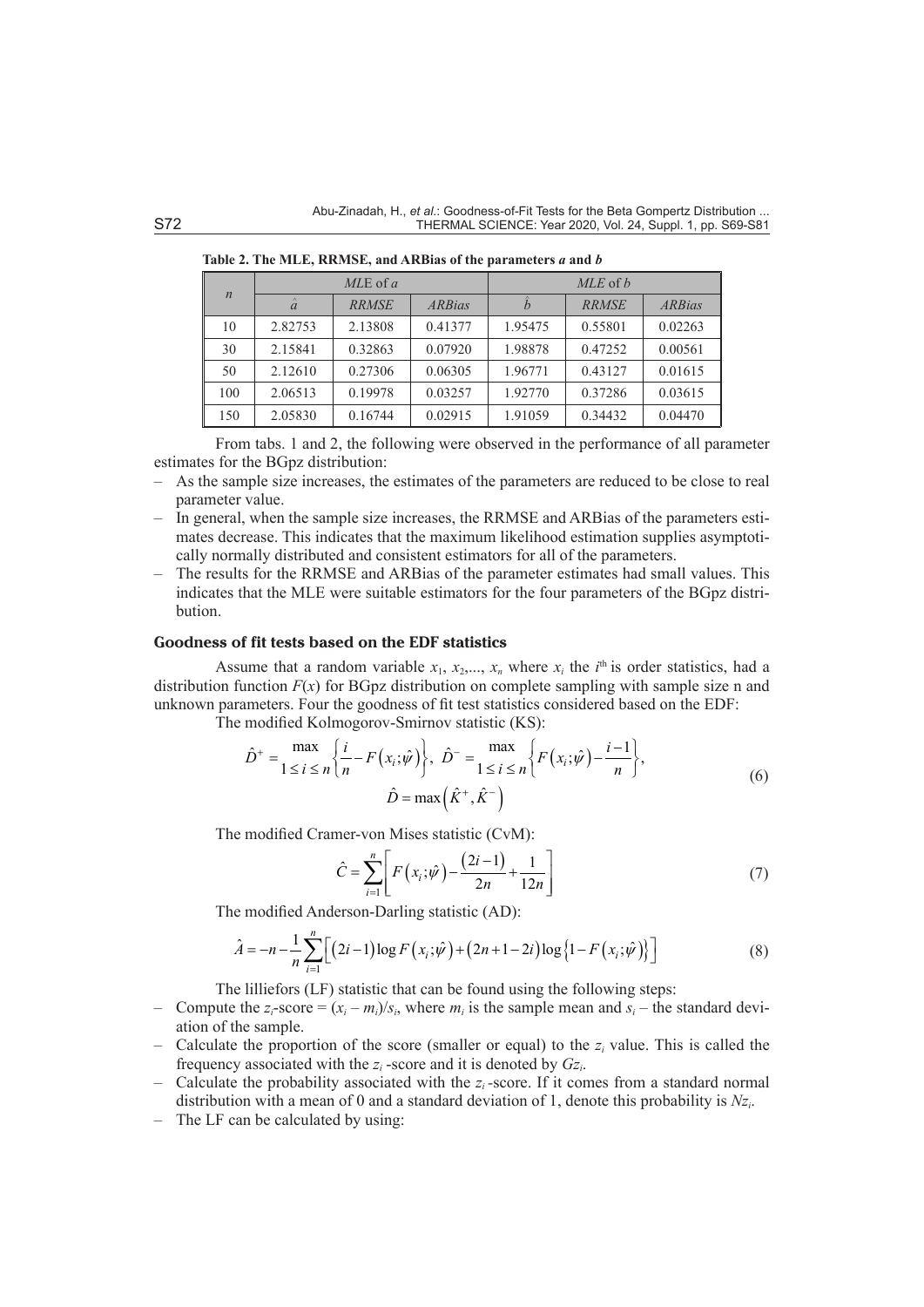**Table 2. The MLE, RRMSE, and ARBias of the parameters *a* and *b***

| $n$ | *MLE* of *a* | | | *MLE* of *b* | | |
|---|---|---|---|---|---|---|
| | $\hat{a}$ | *RRMSE* | *ARBias* | $\hat{b}$ | *RRMSE* | *ARBias* |
| 10 | 2.82753 | 2.13808 | 0.41377 | 1.95475 | 0.55801 | 0.02263 |
| 30 | 2.15841 | 0.32863 | 0.07920 | 1.98878 | 0.47252 | 0.00561 |
| 50 | 2.12610 | 0.27306 | 0.06305 | 1.96771 | 0.43127 | 0.01615 |
| 100 | 2.06513 | 0.19978 | 0.03257 | 1.92770 | 0.37286 | 0.03615 |
| 150 | 2.05830 | 0.16744 | 0.02915 | 1.91059 | 0.34432 | 0.04470 |

From tabs. 1 and 2, the following were observed in the performance of all parameter estimates for the BGpz distribution:

- As the sample size increases, the estimates of the parameters are reduced to be close to real parameter value.
- In general, when the sample size increases, the RRMSE and ARBias of the parameters estimates decrease. This indicates that the maximum likelihood estimation supplies asymptotically normally distributed and consistent estimators for all of the parameters.
- The results for the RRMSE and ARBias of the parameter estimates had small values. This indicates that the MLE were suitable estimators for the four parameters of the BGpz distribution.

### Goodness of fit tests based on the EDF statistics

Assume that a random variable $x_1, x_2,..., x_n$ where $x_i$ the $i^{\text{th}}$ is order statistics, had a distribution function $F(x)$ for BGpz distribution on complete sampling with sample size n and unknown parameters. Four the goodness of fit test statistics considered based on the EDF:

The modified Kolmogorov-Smirnov statistic (KS):

$$\hat{D}^{+} = \max_{1 \le i \le n} \left\{ \frac{i}{n} - F\left(x_i;\hat{\psi}\right) \right\},\ \hat{D}^{-} = \max_{1 \le i \le n} \left\{ F\left(x_i;\hat{\psi}\right) - \frac{i-1}{n} \right\},$$
$$\hat{D} = \max\left(\hat{K}^{+}, \hat{K}^{-}\right) \tag{6}$$

The modified Cramer-von Mises statistic (CvM):

$$\hat{C} = \sum_{i=1}^{n} \left[ F\left(x_i;\hat{\psi}\right) - \frac{(2i-1)}{2n} + \frac{1}{12n} \right] \tag{7}$$

The modified Anderson-Darling statistic (AD):

$$\hat{A} = -n - \frac{1}{n} \sum_{i=1}^{n} \left[ (2i-1)\log F\left(x_i;\hat{\psi}\right) + (2n+1-2i)\log\left\{1 - F\left(x_i;\hat{\psi}\right)\right\} \right] \tag{8}$$

The lilliefors (LF) statistic that can be found using the following steps:

- Compute the $z_i$-score = $(x_i - m_i)/s_i$, where $m_i$ is the sample mean and $s_i$ – the standard deviation of the sample.
- Calculate the proportion of the score (smaller or equal) to the $z_i$ value. This is called the frequency associated with the $z_i$ -score and it is denoted by $Gz_i$.
- Calculate the probability associated with the $z_i$ -score. If it comes from a standard normal distribution with a mean of 0 and a standard deviation of 1, denote this probability is $Nz_i$.
- The LF can be calculated by using: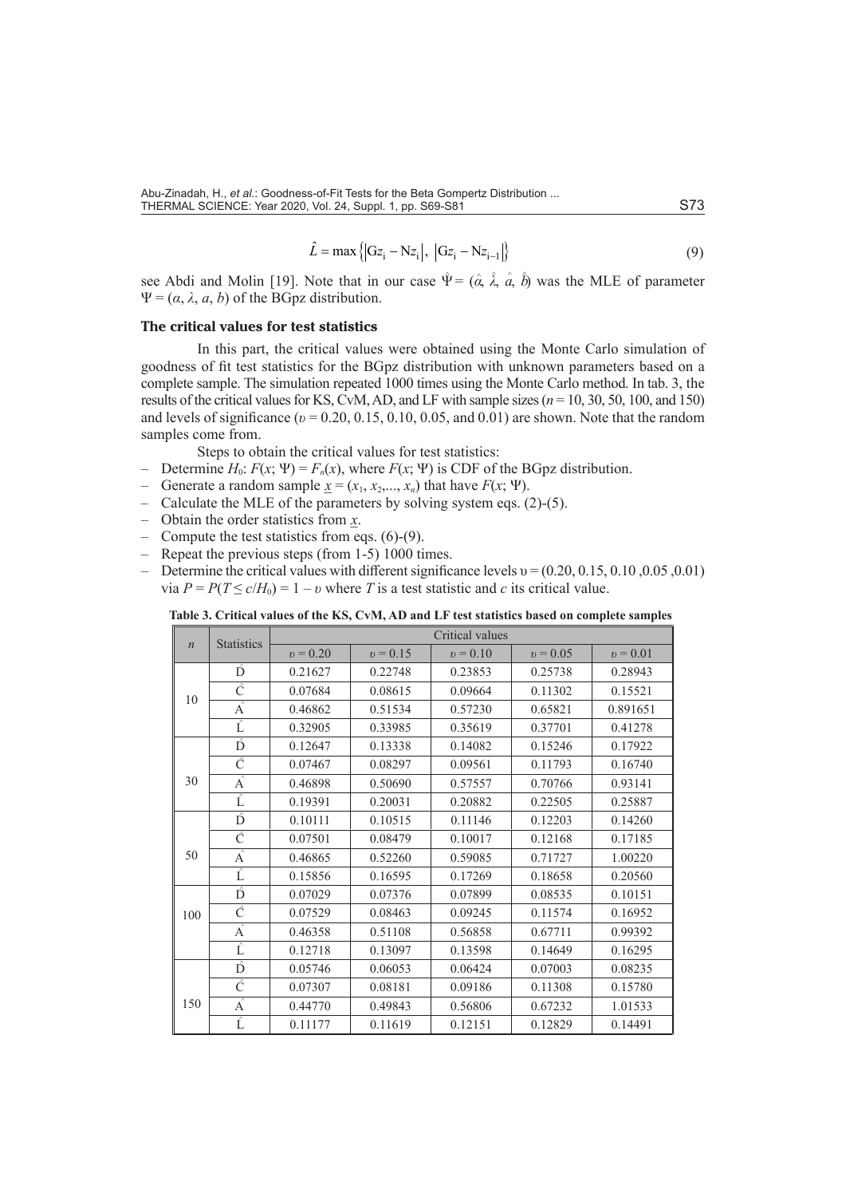$$\hat{L} = \max\left\{\left|Gz_i - Nz_i\right|, \left|Gz_i - Nz_{i-1}\right|\right\} \tag{9}$$

see Abdi and Molin [19]. Note that in our case $\hat{\Psi} = (\hat{\alpha}, \hat{\lambda}, \hat{a}, \hat{b})$ was the MLE of parameter $\Psi = (\alpha, \lambda, a, b)$ of the BGpz distribution.

### The critical values for test statistics

In this part, the critical values were obtained using the Monte Carlo simulation of goodness of fit test statistics for the BGpz distribution with unknown parameters based on a complete sample. The simulation repeated 1000 times using the Monte Carlo method. In tab. 3, the results of the critical values for KS, CvM, AD, and LF with sample sizes ($n$ = 10, 30, 50, 100, and 150) and levels of significance ($\upsilon$ = 0.20, 0.15, 0.10, 0.05, and 0.01) are shown. Note that the random samples come from.

Steps to obtain the critical values for test statistics:

- Determine $H_0$: $F(x; \Psi) = F_n(x)$, where $F(x; \Psi)$ is CDF of the BGpz distribution.
- Generate a random sample $\underline{x} = (x_1, x_2,..., x_n)$ that have $F(x; \Psi)$.
- Calculate the MLE of the parameters by solving system eqs. (2)-(5).
- Obtain the order statistics from $\underline{x}$.
- Compute the test statistics from eqs. (6)-(9).
- Repeat the previous steps (from 1-5) 1000 times.
- Determine the critical values with different significance levels $\upsilon$ = (0.20, 0.15, 0.10 ,0.05 ,0.01) via $P = P(T \le c/H_0) = 1 - \upsilon$ where $T$ is a test statistic and $c$ its critical value.

**Table 3. Critical values of the KS, CvM, AD and LF test statistics based on complete samples**

| $n$ | Statistics | Critical values | | | | |
|---|---|---|---|---|---|---|
| | | $\upsilon = 0.20$ | $\upsilon = 0.15$ | $\upsilon = 0.10$ | $\upsilon = 0.05$ | $\upsilon = 0.01$ |
| 10 | $\hat{D}$ | 0.21627 | 0.22748 | 0.23853 | 0.25738 | 0.28943 |
| | $\hat{C}$ | 0.07684 | 0.08615 | 0.09664 | 0.11302 | 0.15521 |
| | $\hat{A}$ | 0.46862 | 0.51534 | 0.57230 | 0.65821 | 0.891651 |
| | $\hat{L}$ | 0.32905 | 0.33985 | 0.35619 | 0.37701 | 0.41278 |
| 30 | $\hat{D}$ | 0.12647 | 0.13338 | 0.14082 | 0.15246 | 0.17922 |
| | $\hat{C}$ | 0.07467 | 0.08297 | 0.09561 | 0.11793 | 0.16740 |
| | $\hat{A}$ | 0.46898 | 0.50690 | 0.57557 | 0.70766 | 0.93141 |
| | $\hat{L}$ | 0.19391 | 0.20031 | 0.20882 | 0.22505 | 0.25887 |
| 50 | $\hat{D}$ | 0.10111 | 0.10515 | 0.11146 | 0.12203 | 0.14260 |
| | $\hat{C}$ | 0.07501 | 0.08479 | 0.10017 | 0.12168 | 0.17185 |
| | $\hat{A}$ | 0.46865 | 0.52260 | 0.59085 | 0.71727 | 1.00220 |
| | $\hat{L}$ | 0.15856 | 0.16595 | 0.17269 | 0.18658 | 0.20560 |
| 100 | $\hat{D}$ | 0.07029 | 0.07376 | 0.07899 | 0.08535 | 0.10151 |
| | $\hat{C}$ | 0.07529 | 0.08463 | 0.09245 | 0.11574 | 0.16952 |
| | $\hat{A}$ | 0.46358 | 0.51108 | 0.56858 | 0.67711 | 0.99392 |
| | $\hat{L}$ | 0.12718 | 0.13097 | 0.13598 | 0.14649 | 0.16295 |
| 150 | $\hat{D}$ | 0.05746 | 0.06053 | 0.06424 | 0.07003 | 0.08235 |
| | $\hat{C}$ | 0.07307 | 0.08181 | 0.09186 | 0.11308 | 0.15780 |
| | $\hat{A}$ | 0.44770 | 0.49843 | 0.56806 | 0.67232 | 1.01533 |
| | $\hat{L}$ | 0.11177 | 0.11619 | 0.12151 | 0.12829 | 0.14491 |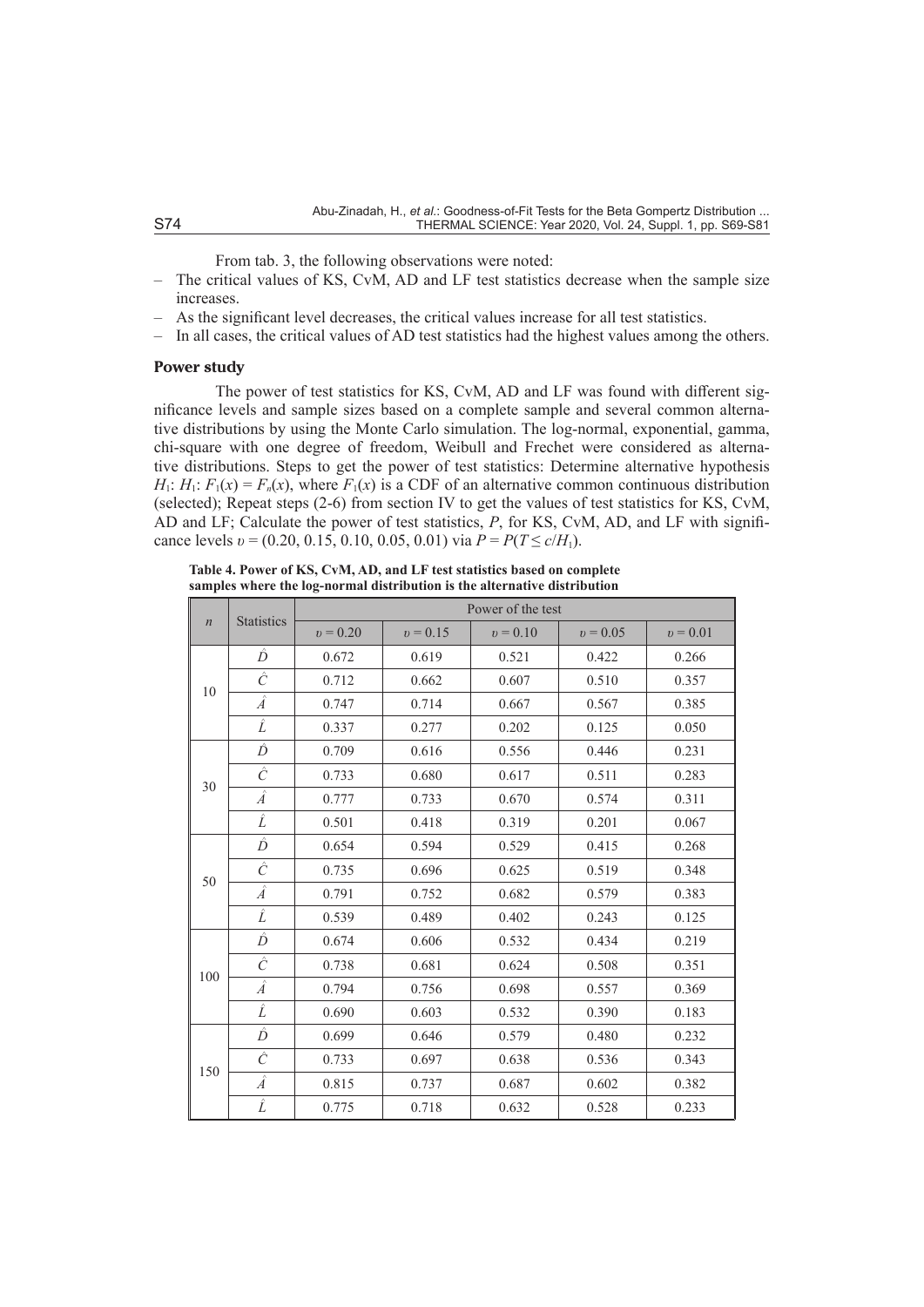From tab. 3, the following observations were noted:

- The critical values of KS, CvM, AD and LF test statistics decrease when the sample size increases.
- As the significant level decreases, the critical values increase for all test statistics.
- In all cases, the critical values of AD test statistics had the highest values among the others.

### Power study

The power of test statistics for KS, CvM, AD and LF was found with different significance levels and sample sizes based on a complete sample and several common alternative distributions by using the Monte Carlo simulation. The log-normal, exponential, gamma, chi-square with one degree of freedom, Weibull and Frechet were considered as alternative distributions. Steps to get the power of test statistics: Determine alternative hypothesis $H_1$: $H_1$: $F_1(x) = F_n(x)$, where $F_1(x)$ is a CDF of an alternative common continuous distribution (selected); Repeat steps (2-6) from section IV to get the values of test statistics for KS, CvM, AD and LF; Calculate the power of test statistics, $P$, for KS, CvM, AD, and LF with significance levels $\upsilon = (0.20, 0.15, 0.10, 0.05, 0.01)$ via $P = P(T \leq c/H_1)$.

**Table 4. Power of KS, CvM, AD, and LF test statistics based on complete samples where the log-normal distribution is the alternative distribution**

| $n$ | Statistics | Power of the test | | | | |
|---|---|---|---|---|---|---|
| | | $\upsilon = 0.20$ | $\upsilon = 0.15$ | $\upsilon = 0.10$ | $\upsilon = 0.05$ | $\upsilon = 0.01$ |
| 10 | $\hat{D}$ | 0.672 | 0.619 | 0.521 | 0.422 | 0.266 |
| | $\hat{C}$ | 0.712 | 0.662 | 0.607 | 0.510 | 0.357 |
| | $\hat{A}$ | 0.747 | 0.714 | 0.667 | 0.567 | 0.385 |
| | $\hat{L}$ | 0.337 | 0.277 | 0.202 | 0.125 | 0.050 |
| 30 | $\hat{D}$ | 0.709 | 0.616 | 0.556 | 0.446 | 0.231 |
| | $\hat{C}$ | 0.733 | 0.680 | 0.617 | 0.511 | 0.283 |
| | $\hat{A}$ | 0.777 | 0.733 | 0.670 | 0.574 | 0.311 |
| | $\hat{L}$ | 0.501 | 0.418 | 0.319 | 0.201 | 0.067 |
| 50 | $\hat{D}$ | 0.654 | 0.594 | 0.529 | 0.415 | 0.268 |
| | $\hat{C}$ | 0.735 | 0.696 | 0.625 | 0.519 | 0.348 |
| | $\hat{A}$ | 0.791 | 0.752 | 0.682 | 0.579 | 0.383 |
| | $\hat{L}$ | 0.539 | 0.489 | 0.402 | 0.243 | 0.125 |
| 100 | $\hat{D}$ | 0.674 | 0.606 | 0.532 | 0.434 | 0.219 |
| | $\hat{C}$ | 0.738 | 0.681 | 0.624 | 0.508 | 0.351 |
| | $\hat{A}$ | 0.794 | 0.756 | 0.698 | 0.557 | 0.369 |
| | $\hat{L}$ | 0.690 | 0.603 | 0.532 | 0.390 | 0.183 |
| 150 | $\hat{D}$ | 0.699 | 0.646 | 0.579 | 0.480 | 0.232 |
| | $\hat{C}$ | 0.733 | 0.697 | 0.638 | 0.536 | 0.343 |
| | $\hat{A}$ | 0.815 | 0.737 | 0.687 | 0.602 | 0.382 |
| | $\hat{L}$ | 0.775 | 0.718 | 0.632 | 0.528 | 0.233 |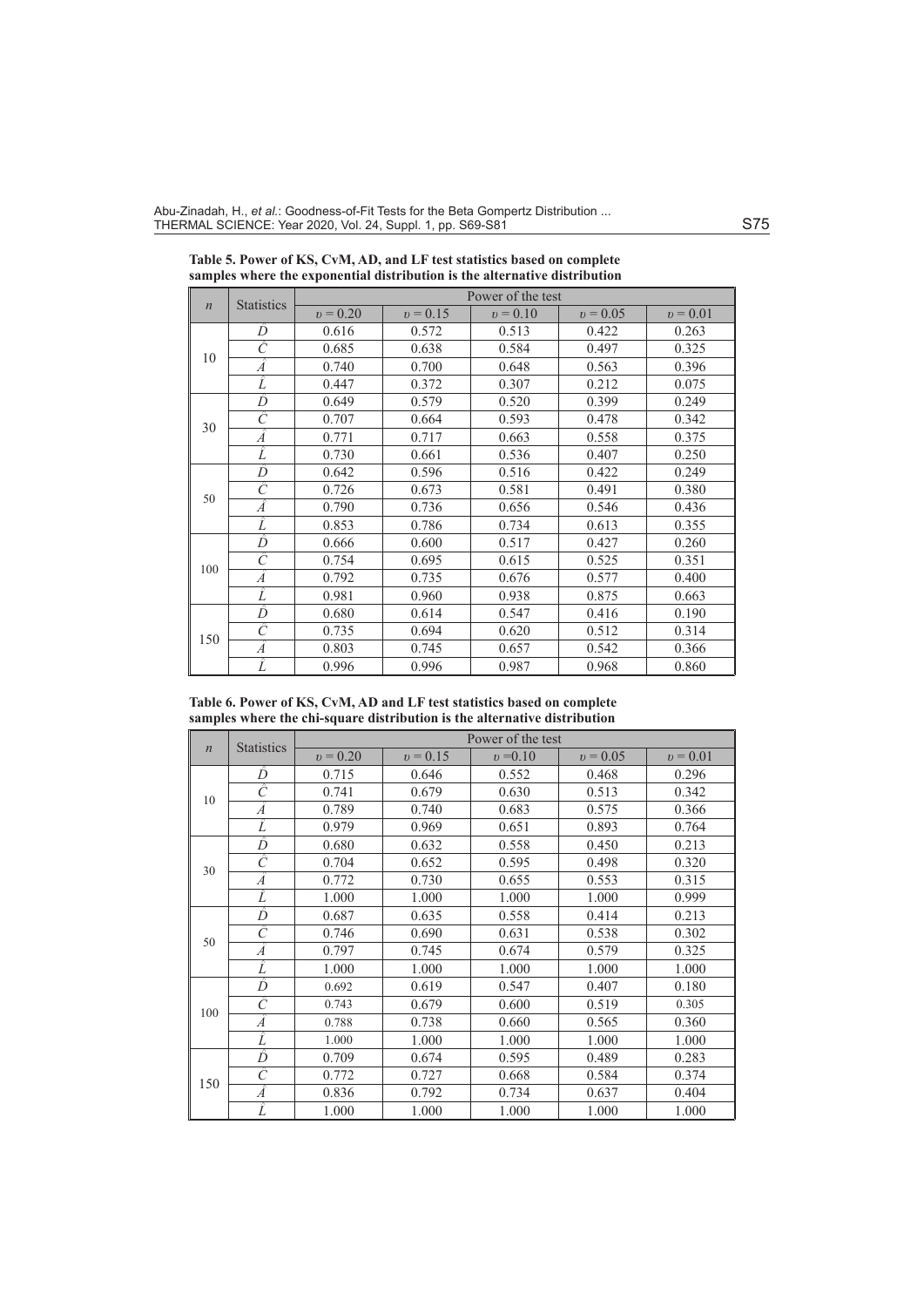**Table 5. Power of KS, CvM, AD, and LF test statistics based on complete samples where the exponential distribution is the alternative distribution**

| $n$ | Statistics | Power of the test | | | | |
|---|---|---|---|---|---|---|
| | | $\upsilon = 0.20$ | $\upsilon = 0.15$ | $\upsilon = 0.10$ | $\upsilon = 0.05$ | $\upsilon = 0.01$ |
| 10 | $\hat{D}$ | 0.616 | 0.572 | 0.513 | 0.422 | 0.263 |
| | $\hat{C}$ | 0.685 | 0.638 | 0.584 | 0.497 | 0.325 |
| | $\hat{A}$ | 0.740 | 0.700 | 0.648 | 0.563 | 0.396 |
| | $\hat{L}$ | 0.447 | 0.372 | 0.307 | 0.212 | 0.075 |
| 30 | $\hat{D}$ | 0.649 | 0.579 | 0.520 | 0.399 | 0.249 |
| | $\hat{C}$ | 0.707 | 0.664 | 0.593 | 0.478 | 0.342 |
| | $\hat{A}$ | 0.771 | 0.717 | 0.663 | 0.558 | 0.375 |
| | $\hat{L}$ | 0.730 | 0.661 | 0.536 | 0.407 | 0.250 |
| 50 | $\hat{D}$ | 0.642 | 0.596 | 0.516 | 0.422 | 0.249 |
| | $\hat{C}$ | 0.726 | 0.673 | 0.581 | 0.491 | 0.380 |
| | $\hat{A}$ | 0.790 | 0.736 | 0.656 | 0.546 | 0.436 |
| | $\hat{L}$ | 0.853 | 0.786 | 0.734 | 0.613 | 0.355 |
| 100 | $\hat{D}$ | 0.666 | 0.600 | 0.517 | 0.427 | 0.260 |
| | $\hat{C}$ | 0.754 | 0.695 | 0.615 | 0.525 | 0.351 |
| | $\hat{A}$ | 0.792 | 0.735 | 0.676 | 0.577 | 0.400 |
| | $\hat{L}$ | 0.981 | 0.960 | 0.938 | 0.875 | 0.663 |
| 150 | $\hat{D}$ | 0.680 | 0.614 | 0.547 | 0.416 | 0.190 |
| | $\hat{C}$ | 0.735 | 0.694 | 0.620 | 0.512 | 0.314 |
| | $\hat{A}$ | 0.803 | 0.745 | 0.657 | 0.542 | 0.366 |
| | $\hat{L}$ | 0.996 | 0.996 | 0.987 | 0.968 | 0.860 |

**Table 6. Power of KS, CvM, AD and LF test statistics based on complete samples where the chi-square distribution is the alternative distribution**

| $n$ | Statistics | Power of the test | | | | |
|---|---|---|---|---|---|---|
| | | $\upsilon = 0.20$ | $\upsilon = 0.15$ | $\upsilon = 0.10$ | $\upsilon = 0.05$ | $\upsilon = 0.01$ |
| 10 | $\hat{D}$ | 0.715 | 0.646 | 0.552 | 0.468 | 0.296 |
| | $\hat{C}$ | 0.741 | 0.679 | 0.630 | 0.513 | 0.342 |
| | $\hat{A}$ | 0.789 | 0.740 | 0.683 | 0.575 | 0.366 |
| | $\hat{L}$ | 0.979 | 0.969 | 0.651 | 0.893 | 0.764 |
| 30 | $\hat{D}$ | 0.680 | 0.632 | 0.558 | 0.450 | 0.213 |
| | $\hat{C}$ | 0.704 | 0.652 | 0.595 | 0.498 | 0.320 |
| | $\hat{A}$ | 0.772 | 0.730 | 0.655 | 0.553 | 0.315 |
| | $\hat{L}$ | 1.000 | 1.000 | 1.000 | 1.000 | 0.999 |
| 50 | $\hat{D}$ | 0.687 | 0.635 | 0.558 | 0.414 | 0.213 |
| | $\hat{C}$ | 0.746 | 0.690 | 0.631 | 0.538 | 0.302 |
| | $\hat{A}$ | 0.797 | 0.745 | 0.674 | 0.579 | 0.325 |
| | $\hat{L}$ | 1.000 | 1.000 | 1.000 | 1.000 | 1.000 |
| 100 | $\hat{D}$ | 0.692 | 0.619 | 0.547 | 0.407 | 0.180 |
| | $\hat{C}$ | 0.743 | 0.679 | 0.600 | 0.519 | 0.305 |
| | $\hat{A}$ | 0.788 | 0.738 | 0.660 | 0.565 | 0.360 |
| | $\hat{L}$ | 1.000 | 1.000 | 1.000 | 1.000 | 1.000 |
| 150 | $\hat{D}$ | 0.709 | 0.674 | 0.595 | 0.489 | 0.283 |
| | $\hat{C}$ | 0.772 | 0.727 | 0.668 | 0.584 | 0.374 |
| | $\hat{A}$ | 0.836 | 0.792 | 0.734 | 0.637 | 0.404 |
| | $\hat{L}$ | 1.000 | 1.000 | 1.000 | 1.000 | 1.000 |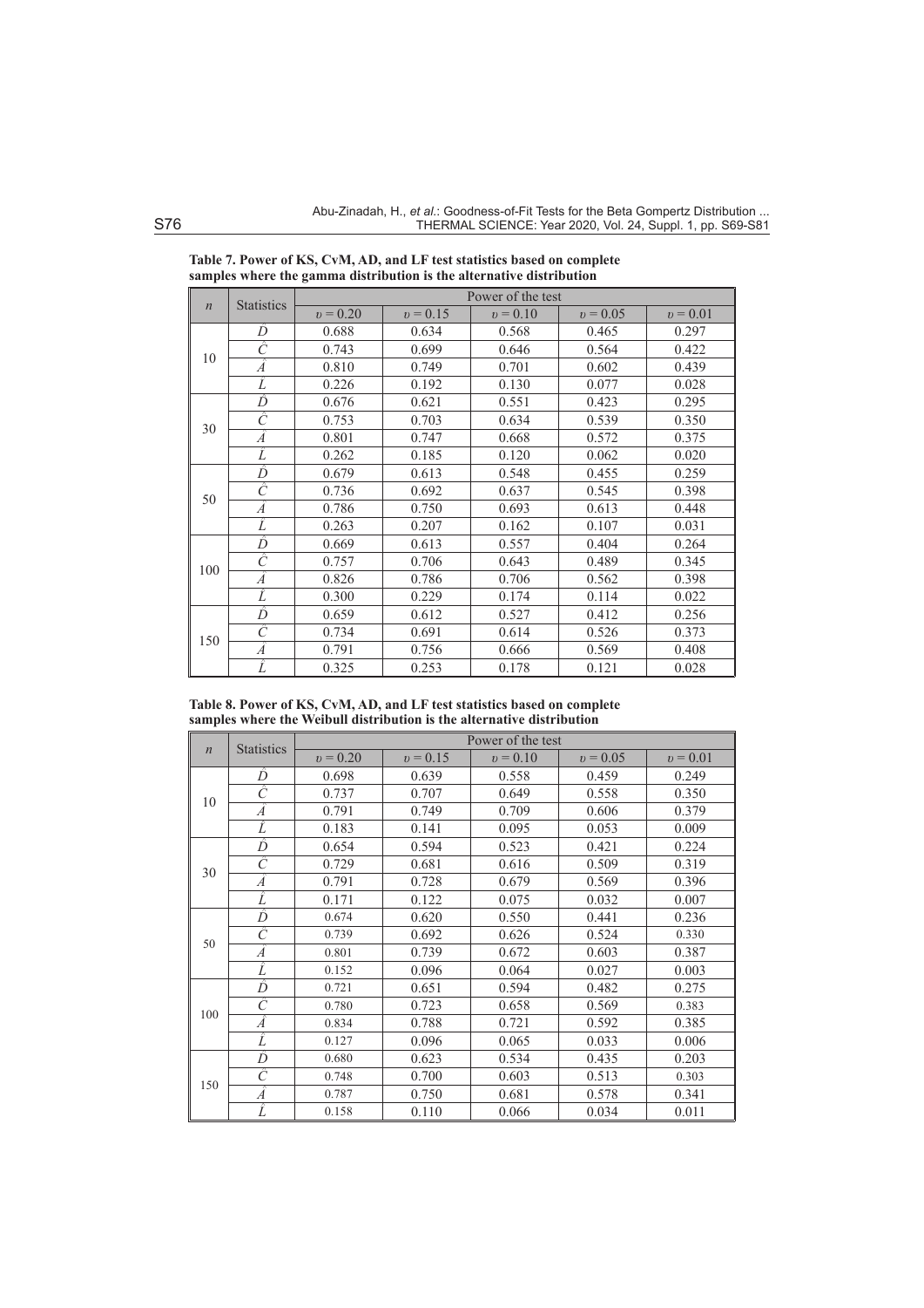**Table 7. Power of KS, CvM, AD, and LF test statistics based on complete samples where the gamma distribution is the alternative distribution**

| $n$ | Statistics | Power of the test | | | | |
|---|---|---|---|---|---|---|
| | | $\upsilon = 0.20$ | $\upsilon = 0.15$ | $\upsilon = 0.10$ | $\upsilon = 0.05$ | $\upsilon = 0.01$ |
| 10 | $\hat{D}$ | 0.688 | 0.634 | 0.568 | 0.465 | 0.297 |
| | $\hat{C}$ | 0.743 | 0.699 | 0.646 | 0.564 | 0.422 |
| | $\hat{A}$ | 0.810 | 0.749 | 0.701 | 0.602 | 0.439 |
| | $\hat{L}$ | 0.226 | 0.192 | 0.130 | 0.077 | 0.028 |
| 30 | $\hat{D}$ | 0.676 | 0.621 | 0.551 | 0.423 | 0.295 |
| | $\hat{C}$ | 0.753 | 0.703 | 0.634 | 0.539 | 0.350 |
| | $\hat{A}$ | 0.801 | 0.747 | 0.668 | 0.572 | 0.375 |
| | $\hat{L}$ | 0.262 | 0.185 | 0.120 | 0.062 | 0.020 |
| 50 | $\hat{D}$ | 0.679 | 0.613 | 0.548 | 0.455 | 0.259 |
| | $\hat{C}$ | 0.736 | 0.692 | 0.637 | 0.545 | 0.398 |
| | $\hat{A}$ | 0.786 | 0.750 | 0.693 | 0.613 | 0.448 |
| | $\hat{L}$ | 0.263 | 0.207 | 0.162 | 0.107 | 0.031 |
| 100 | $\hat{D}$ | 0.669 | 0.613 | 0.557 | 0.404 | 0.264 |
| | $\hat{C}$ | 0.757 | 0.706 | 0.643 | 0.489 | 0.345 |
| | $\hat{A}$ | 0.826 | 0.786 | 0.706 | 0.562 | 0.398 |
| | $\hat{L}$ | 0.300 | 0.229 | 0.174 | 0.114 | 0.022 |
| 150 | $\hat{D}$ | 0.659 | 0.612 | 0.527 | 0.412 | 0.256 |
| | $\hat{C}$ | 0.734 | 0.691 | 0.614 | 0.526 | 0.373 |
| | $\hat{A}$ | 0.791 | 0.756 | 0.666 | 0.569 | 0.408 |
| | $\hat{L}$ | 0.325 | 0.253 | 0.178 | 0.121 | 0.028 |

**Table 8. Power of KS, CvM, AD, and LF test statistics based on complete samples where the Weibull distribution is the alternative distribution**

| $n$ | Statistics | Power of the test | | | | |
|---|---|---|---|---|---|---|
| | | $\upsilon = 0.20$ | $\upsilon = 0.15$ | $\upsilon = 0.10$ | $\upsilon = 0.05$ | $\upsilon = 0.01$ |
| 10 | $\hat{D}$ | 0.698 | 0.639 | 0.558 | 0.459 | 0.249 |
| | $\hat{C}$ | 0.737 | 0.707 | 0.649 | 0.558 | 0.350 |
| | $\hat{A}$ | 0.791 | 0.749 | 0.709 | 0.606 | 0.379 |
| | $\hat{L}$ | 0.183 | 0.141 | 0.095 | 0.053 | 0.009 |
| 30 | $\hat{D}$ | 0.654 | 0.594 | 0.523 | 0.421 | 0.224 |
| | $\hat{C}$ | 0.729 | 0.681 | 0.616 | 0.509 | 0.319 |
| | $\hat{A}$ | 0.791 | 0.728 | 0.679 | 0.569 | 0.396 |
| | $\hat{L}$ | 0.171 | 0.122 | 0.075 | 0.032 | 0.007 |
| 50 | $\hat{D}$ | 0.674 | 0.620 | 0.550 | 0.441 | 0.236 |
| | $\hat{C}$ | 0.739 | 0.692 | 0.626 | 0.524 | 0.330 |
| | $\hat{A}$ | 0.801 | 0.739 | 0.672 | 0.603 | 0.387 |
| | $\hat{L}$ | 0.152 | 0.096 | 0.064 | 0.027 | 0.003 |
| 100 | $\hat{D}$ | 0.721 | 0.651 | 0.594 | 0.482 | 0.275 |
| | $\hat{C}$ | 0.780 | 0.723 | 0.658 | 0.569 | 0.383 |
| | $\hat{A}$ | 0.834 | 0.788 | 0.721 | 0.592 | 0.385 |
| | $\hat{L}$ | 0.127 | 0.096 | 0.065 | 0.033 | 0.006 |
| 150 | $\hat{D}$ | 0.680 | 0.623 | 0.534 | 0.435 | 0.203 |
| | $\hat{C}$ | 0.748 | 0.700 | 0.603 | 0.513 | 0.303 |
| | $\hat{A}$ | 0.787 | 0.750 | 0.681 | 0.578 | 0.341 |
| | $\hat{L}$ | 0.158 | 0.110 | 0.066 | 0.034 | 0.011 |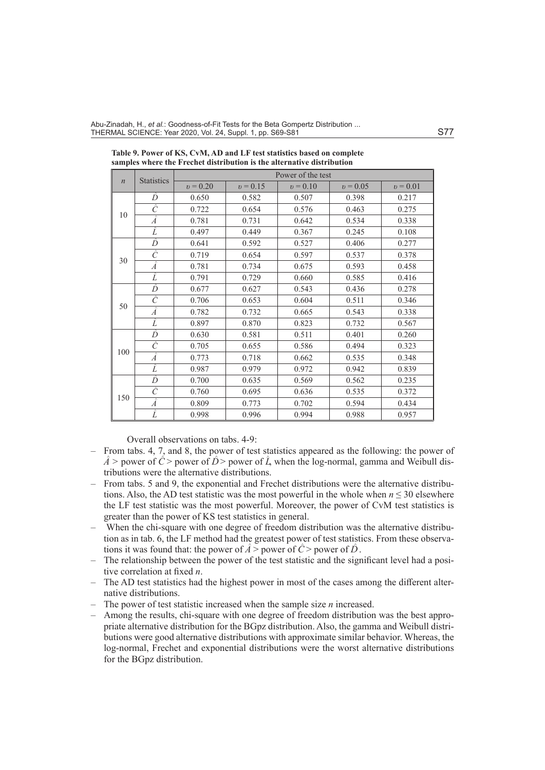**Table 9. Power of KS, CvM, AD and LF test statistics based on complete samples where the Frechet distribution is the alternative distribution**

| $n$ | Statistics | Power of the test | | | | |
|---|---|---|---|---|---|---|
| | | $\upsilon = 0.20$ | $\upsilon = 0.15$ | $\upsilon = 0.10$ | $\upsilon = 0.05$ | $\upsilon = 0.01$ |
| 10 | $\hat{D}$ | 0.650 | 0.582 | 0.507 | 0.398 | 0.217 |
| | $\hat{C}$ | 0.722 | 0.654 | 0.576 | 0.463 | 0.275 |
| | $\hat{A}$ | 0.781 | 0.731 | 0.642 | 0.534 | 0.338 |
| | $\hat{L}$ | 0.497 | 0.449 | 0.367 | 0.245 | 0.108 |
| 30 | $\hat{D}$ | 0.641 | 0.592 | 0.527 | 0.406 | 0.277 |
| | $\hat{C}$ | 0.719 | 0.654 | 0.597 | 0.537 | 0.378 |
| | $\hat{A}$ | 0.781 | 0.734 | 0.675 | 0.593 | 0.458 |
| | $\hat{L}$ | 0.791 | 0.729 | 0.660 | 0.585 | 0.416 |
| 50 | $\hat{D}$ | 0.677 | 0.627 | 0.543 | 0.436 | 0.278 |
| | $\hat{C}$ | 0.706 | 0.653 | 0.604 | 0.511 | 0.346 |
| | $\hat{A}$ | 0.782 | 0.732 | 0.665 | 0.543 | 0.338 |
| | $\hat{L}$ | 0.897 | 0.870 | 0.823 | 0.732 | 0.567 |
| 100 | $\hat{D}$ | 0.630 | 0.581 | 0.511 | 0.401 | 0.260 |
| | $\hat{C}$ | 0.705 | 0.655 | 0.586 | 0.494 | 0.323 |
| | $\hat{A}$ | 0.773 | 0.718 | 0.662 | 0.535 | 0.348 |
| | $\hat{L}$ | 0.987 | 0.979 | 0.972 | 0.942 | 0.839 |
| 150 | $\hat{D}$ | 0.700 | 0.635 | 0.569 | 0.562 | 0.235 |
| | $\hat{C}$ | 0.760 | 0.695 | 0.636 | 0.535 | 0.372 |
| | $\hat{A}$ | 0.809 | 0.773 | 0.702 | 0.594 | 0.434 |
| | $\hat{L}$ | 0.998 | 0.996 | 0.994 | 0.988 | 0.957 |

Overall observations on tabs. 4-9:

- From tabs. 4, 7, and 8, the power of test statistics appeared as the following: the power of $\hat{A}$ > power of $\hat{C}$ > power of $\hat{D}$ > power of $\hat{L}$, when the log-normal, gamma and Weibull distributions were the alternative distributions.
- From tabs. 5 and 9, the exponential and Frechet distributions were the alternative distributions. Also, the AD test statistic was the most powerful in the whole when $n \leq 30$ elsewhere the LF test statistic was the most powerful. Moreover, the power of CvM test statistics is greater than the power of KS test statistics in general.
- When the chi-square with one degree of freedom distribution was the alternative distribution as in tab. 6, the LF method had the greatest power of test statistics. From these observations it was found that: the power of $\hat{A}$ > power of $\hat{C}$ > power of $\hat{D}$.
- The relationship between the power of the test statistic and the significant level had a positive correlation at fixed $n$.
- The AD test statistics had the highest power in most of the cases among the different alternative distributions.
- The power of test statistic increased when the sample size $n$ increased.
- Among the results, chi-square with one degree of freedom distribution was the best appropriate alternative distribution for the BGpz distribution. Also, the gamma and Weibull distributions were good alternative distributions with approximate similar behavior. Whereas, the log-normal, Frechet and exponential distributions were the worst alternative distributions for the BGpz distribution.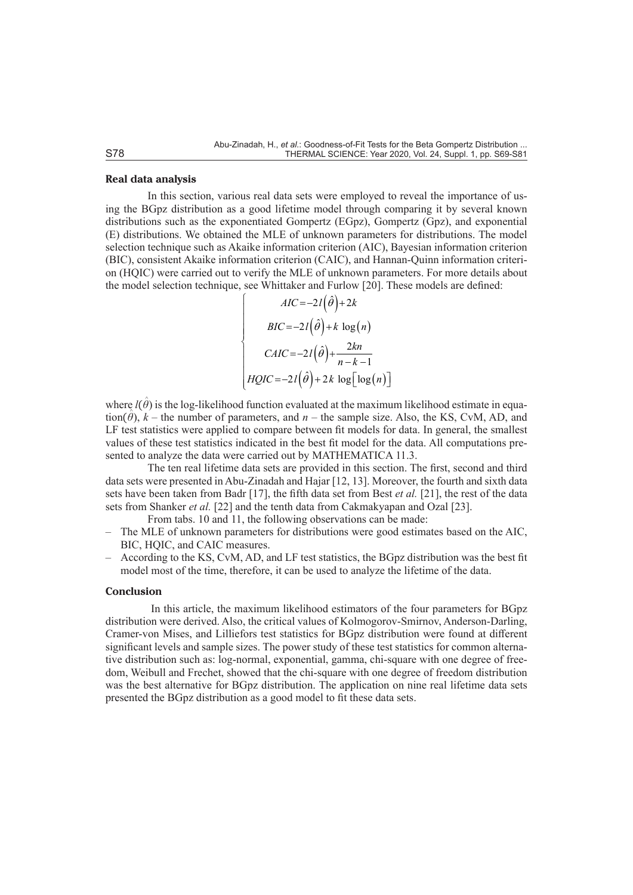**Real data analysis**

In this section, various real data sets were employed to reveal the importance of using the BGpz distribution as a good lifetime model through comparing it by several known distributions such as the exponentiated Gompertz (EGpz), Gompertz (Gpz), and exponential (E) distributions. We obtained the MLE of unknown parameters for distributions. The model selection technique such as Akaike information criterion (AIC), Bayesian information criterion (BIC), consistent Akaike information criterion (CAIC), and Hannan-Quinn information criterion (HQIC) were carried out to verify the MLE of unknown parameters. For more details about the model selection technique, see Whittaker and Furlow [20]. These models are defined:

$$
\begin{cases}
AIC = -2l\left(\hat{\theta}\right) + 2k \\
BIC = -2l\left(\hat{\theta}\right) + k\,\log\left(n\right) \\
CAIC = -2l\left(\hat{\theta}\right) + \dfrac{2kn}{n-k-1} \\
HQIC = -2l\left(\hat{\theta}\right) + 2k\,\log\left[\log\left(n\right)\right]
\end{cases}
$$

where $l(\hat{\theta})$ is the log-likelihood function evaluated at the maximum likelihood estimate in equation($\hat{\theta}$), $k$ – the number of parameters, and $n$ – the sample size. Also, the KS, CvM, AD, and LF test statistics were applied to compare between fit models for data. In general, the smallest values of these test statistics indicated in the best fit model for the data. All computations presented to analyze the data were carried out by MATHEMATICA 11.3.

The ten real lifetime data sets are provided in this section. The first, second and third data sets were presented in Abu-Zinadah and Hajar [12, 13]. Moreover, the fourth and sixth data sets have been taken from Badr [17], the fifth data set from Best *et al.* [21], the rest of the data sets from Shanker *et al.* [22] and the tenth data from Cakmakyapan and Ozal [23].

From tabs. 10 and 11, the following observations can be made:

- The MLE of unknown parameters for distributions were good estimates based on the AIC, BIC, HQIC, and CAIC measures.
- According to the KS, CvM, AD, and LF test statistics, the BGpz distribution was the best fit model most of the time, therefore, it can be used to analyze the lifetime of the data.

**Conclusion**

In this article, the maximum likelihood estimators of the four parameters for BGpz distribution were derived. Also, the critical values of Kolmogorov-Smirnov, Anderson-Darling, Cramer-von Mises, and Lilliefors test statistics for BGpz distribution were found at different significant levels and sample sizes. The power study of these test statistics for common alternative distribution such as: log-normal, exponential, gamma, chi-square with one degree of freedom, Weibull and Frechet, showed that the chi-square with one degree of freedom distribution was the best alternative for BGpz distribution. The application on nine real lifetime data sets presented the BGpz distribution as a good model to fit these data sets.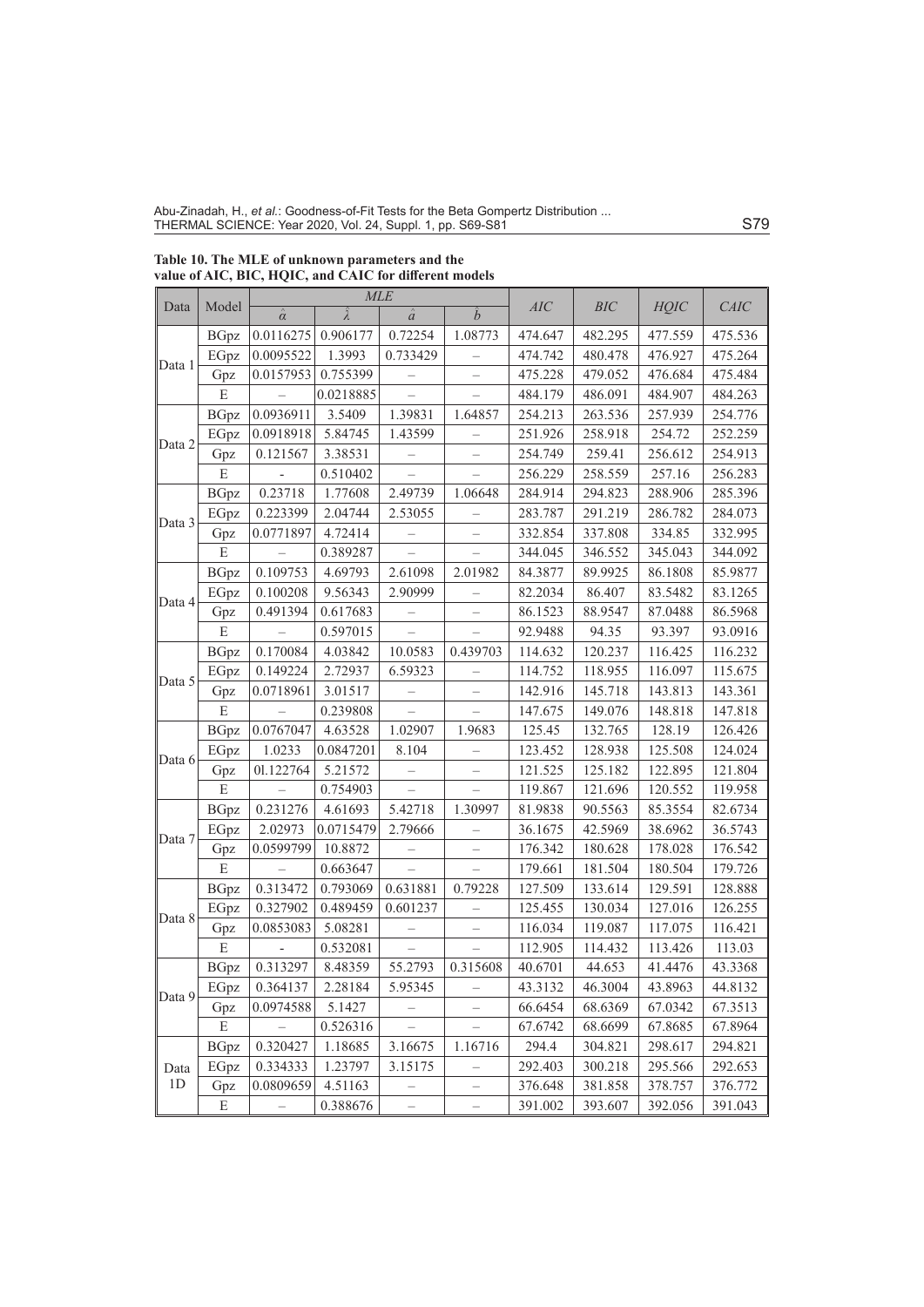**Table 10. The MLE of unknown parameters and the value of AIC, BIC, HQIC, and CAIC for different models**

| Data | Model | MLE | | | | AIC | BIC | HQIC | CAIC |
|---|---|---|---|---|---|---|---|---|---|
| | | $\hat{\alpha}$ | $\hat{\lambda}$ | $\hat{a}$ | $\hat{b}$ | | | | |
| Data 1 | BGpz | 0.0116275 | 0.906177 | 0.72254 | 1.08773 | 474.647 | 482.295 | 477.559 | 475.536 |
| | EGpz | 0.0095522 | 1.3993 | 0.733429 | – | 474.742 | 480.478 | 476.927 | 475.264 |
| | Gpz | 0.0157953 | 0.755399 | – | – | 475.228 | 479.052 | 476.684 | 475.484 |
| | E | – | 0.0218885 | – | – | 484.179 | 486.091 | 484.907 | 484.263 |
| Data 2 | BGpz | 0.0936911 | 3.5409 | 1.39831 | 1.64857 | 254.213 | 263.536 | 257.939 | 254.776 |
| | EGpz | 0.0918918 | 5.84745 | 1.43599 | – | 251.926 | 258.918 | 254.72 | 252.259 |
| | Gpz | 0.121567 | 3.38531 | – | – | 254.749 | 259.41 | 256.612 | 254.913 |
| | E | - | 0.510402 | – | – | 256.229 | 258.559 | 257.16 | 256.283 |
| Data 3 | BGpz | 0.23718 | 1.77608 | 2.49739 | 1.06648 | 284.914 | 294.823 | 288.906 | 285.396 |
| | EGpz | 0.223399 | 2.04744 | 2.53055 | – | 283.787 | 291.219 | 286.782 | 284.073 |
| | Gpz | 0.0771897 | 4.72414 | – | – | 332.854 | 337.808 | 334.85 | 332.995 |
| | E | – | 0.389287 | – | – | 344.045 | 346.552 | 345.043 | 344.092 |
| Data 4 | BGpz | 0.109753 | 4.69793 | 2.61098 | 2.01982 | 84.3877 | 89.9925 | 86.1808 | 85.9877 |
| | EGpz | 0.100208 | 9.56343 | 2.90999 | – | 82.2034 | 86.407 | 83.5482 | 83.1265 |
| | Gpz | 0.491394 | 0.617683 | – | – | 86.1523 | 88.9547 | 87.0488 | 86.5968 |
| | E | – | 0.597015 | – | – | 92.9488 | 94.35 | 93.397 | 93.0916 |
| Data 5 | BGpz | 0.170084 | 4.03842 | 10.0583 | 0.439703 | 114.632 | 120.237 | 116.425 | 116.232 |
| | EGpz | 0.149224 | 2.72937 | 6.59323 | – | 114.752 | 118.955 | 116.097 | 115.675 |
| | Gpz | 0.0718961 | 3.01517 | – | – | 142.916 | 145.718 | 143.813 | 143.361 |
| | E | – | 0.239808 | – | – | 147.675 | 149.076 | 148.818 | 147.818 |
| Data 6 | BGpz | 0.0767047 | 4.63528 | 1.02907 | 1.9683 | 125.45 | 132.765 | 128.19 | 126.426 |
| | EGpz | 1.0233 | 0.0847201 | 8.104 | – | 123.452 | 128.938 | 125.508 | 124.024 |
| | Gpz | 0l.122764 | 5.21572 | – | – | 121.525 | 125.182 | 122.895 | 121.804 |
| | E | – | 0.754903 | – | – | 119.867 | 121.696 | 120.552 | 119.958 |
| Data 7 | BGpz | 0.231276 | 4.61693 | 5.42718 | 1.30997 | 81.9838 | 90.5563 | 85.3554 | 82.6734 |
| | EGpz | 2.02973 | 0.0715479 | 2.79666 | – | 36.1675 | 42.5969 | 38.6962 | 36.5743 |
| | Gpz | 0.0599799 | 10.8872 | – | – | 176.342 | 180.628 | 178.028 | 176.542 |
| | E | – | 0.663647 | – | – | 179.661 | 181.504 | 180.504 | 179.726 |
| Data 8 | BGpz | 0.313472 | 0.793069 | 0.631881 | 0.79228 | 127.509 | 133.614 | 129.591 | 128.888 |
| | EGpz | 0.327902 | 0.489459 | 0.601237 | – | 125.455 | 130.034 | 127.016 | 126.255 |
| | Gpz | 0.0853083 | 5.08281 | – | – | 116.034 | 119.087 | 117.075 | 116.421 |
| | E | - | 0.532081 | – | – | 112.905 | 114.432 | 113.426 | 113.03 |
| Data 9 | BGpz | 0.313297 | 8.48359 | 55.2793 | 0.315608 | 40.6701 | 44.653 | 41.4476 | 43.3368 |
| | EGpz | 0.364137 | 2.28184 | 5.95345 | – | 43.3132 | 46.3004 | 43.8963 | 44.8132 |
| | Gpz | 0.0974588 | 5.1427 | – | – | 66.6454 | 68.6369 | 67.0342 | 67.3513 |
| | E | – | 0.526316 | – | – | 67.6742 | 68.6699 | 67.8685 | 67.8964 |
| Data 1D | BGpz | 0.320427 | 1.18685 | 3.16675 | 1.16716 | 294.4 | 304.821 | 298.617 | 294.821 |
| | EGpz | 0.334333 | 1.23797 | 3.15175 | – | 292.403 | 300.218 | 295.566 | 292.653 |
| | Gpz | 0.0809659 | 4.51163 | – | – | 376.648 | 381.858 | 378.757 | 376.772 |
| | E | – | 0.388676 | – | – | 391.002 | 393.607 | 392.056 | 391.043 |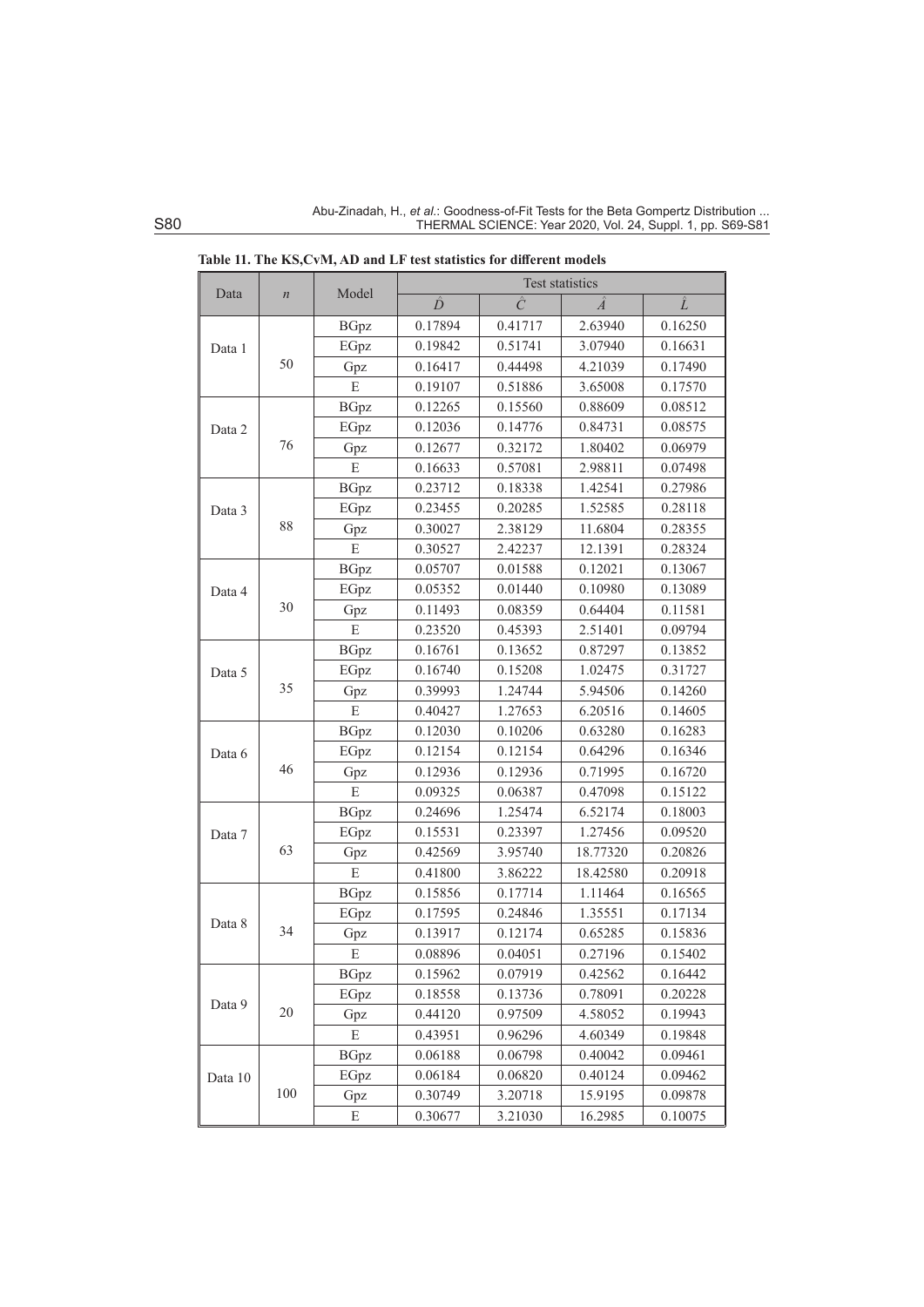**Table 11. The KS,CvM, AD and LF test statistics for different models**

| Data | $n$ | Model | Test statistics | | | |
|---|---|---|---|---|---|---|
| | | | $\hat{D}$ | $\hat{C}$ | $\hat{A}$ | $\hat{L}$ |
| Data 1 | 50 | BGpz | 0.17894 | 0.41717 | 2.63940 | 0.16250 |
| | | EGpz | 0.19842 | 0.51741 | 3.07940 | 0.16631 |
| | | Gpz | 0.16417 | 0.44498 | 4.21039 | 0.17490 |
| | | E | 0.19107 | 0.51886 | 3.65008 | 0.17570 |
| Data 2 | 76 | BGpz | 0.12265 | 0.15560 | 0.88609 | 0.08512 |
| | | EGpz | 0.12036 | 0.14776 | 0.84731 | 0.08575 |
| | | Gpz | 0.12677 | 0.32172 | 1.80402 | 0.06979 |
| | | E | 0.16633 | 0.57081 | 2.98811 | 0.07498 |
| Data 3 | 88 | BGpz | 0.23712 | 0.18338 | 1.42541 | 0.27986 |
| | | EGpz | 0.23455 | 0.20285 | 1.52585 | 0.28118 |
| | | Gpz | 0.30027 | 2.38129 | 11.6804 | 0.28355 |
| | | E | 0.30527 | 2.42237 | 12.1391 | 0.28324 |
| Data 4 | 30 | BGpz | 0.05707 | 0.01588 | 0.12021 | 0.13067 |
| | | EGpz | 0.05352 | 0.01440 | 0.10980 | 0.13089 |
| | | Gpz | 0.11493 | 0.08359 | 0.64404 | 0.11581 |
| | | E | 0.23520 | 0.45393 | 2.51401 | 0.09794 |
| Data 5 | 35 | BGpz | 0.16761 | 0.13652 | 0.87297 | 0.13852 |
| | | EGpz | 0.16740 | 0.15208 | 1.02475 | 0.31727 |
| | | Gpz | 0.39993 | 1.24744 | 5.94506 | 0.14260 |
| | | E | 0.40427 | 1.27653 | 6.20516 | 0.14605 |
| Data 6 | 46 | BGpz | 0.12030 | 0.10206 | 0.63280 | 0.16283 |
| | | EGpz | 0.12154 | 0.12154 | 0.64296 | 0.16346 |
| | | Gpz | 0.12936 | 0.12936 | 0.71995 | 0.16720 |
| | | E | 0.09325 | 0.06387 | 0.47098 | 0.15122 |
| Data 7 | 63 | BGpz | 0.24696 | 1.25474 | 6.52174 | 0.18003 |
| | | EGpz | 0.15531 | 0.23397 | 1.27456 | 0.09520 |
| | | Gpz | 0.42569 | 3.95740 | 18.77320 | 0.20826 |
| | | E | 0.41800 | 3.86222 | 18.42580 | 0.20918 |
| Data 8 | 34 | BGpz | 0.15856 | 0.17714 | 1.11464 | 0.16565 |
| | | EGpz | 0.17595 | 0.24846 | 1.35551 | 0.17134 |
| | | Gpz | 0.13917 | 0.12174 | 0.65285 | 0.15836 |
| | | E | 0.08896 | 0.04051 | 0.27196 | 0.15402 |
| Data 9 | 20 | BGpz | 0.15962 | 0.07919 | 0.42562 | 0.16442 |
| | | EGpz | 0.18558 | 0.13736 | 0.78091 | 0.20228 |
| | | Gpz | 0.44120 | 0.97509 | 4.58052 | 0.19943 |
| | | E | 0.43951 | 0.96296 | 4.60349 | 0.19848 |
| Data 10 | 100 | BGpz | 0.06188 | 0.06798 | 0.40042 | 0.09461 |
| | | EGpz | 0.06184 | 0.06820 | 0.40124 | 0.09462 |
| | | Gpz | 0.30749 | 3.20718 | 15.9195 | 0.09878 |
| | | E | 0.30677 | 3.21030 | 16.2985 | 0.10075 |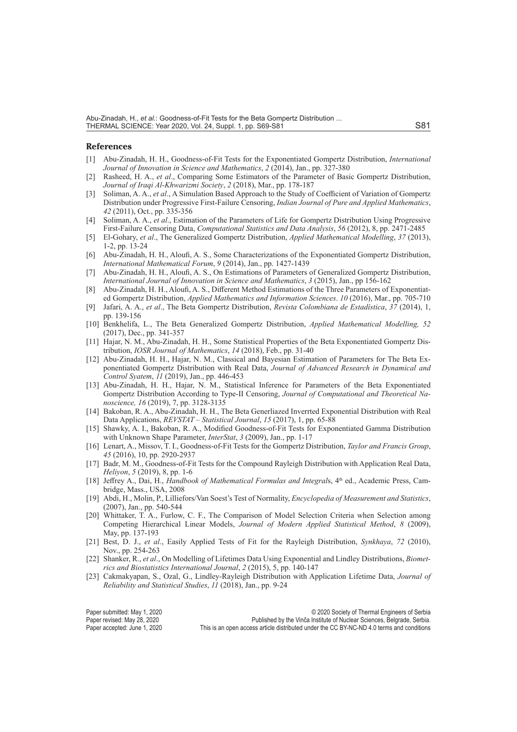## References

[1] Abu-Zinadah, H. H., Goodness-of-Fit Tests for the Exponentiated Gompertz Distribution, *International Journal of Innovation in Science and Mathematics*, *2* (2014), Jan., pp. 327-380

[2] Rasheed, H. A., *et al*., Comparing Some Estimators of the Parameter of Basic Gompertz Distribution, *Journal of Iraqi Al-Khwarizmi Society*, *2* (2018), Mar., pp. 178-187

[3] Soliman, A. A., *et al*., A Simulation Based Approach to the Study of Coefficient of Variation of Gompertz Distribution under Progressive First-Failure Censoring, *Indian Journal of Pure and Applied Mathematics*, *42* (2011), Oct., pp. 335-356

[4] Soliman, A. A., *et al*., Estimation of the Parameters of Life for Gompertz Distribution Using Progressive First-Failure Censoring Data, *Computational Statistics and Data Analysis*, *56* (2012), 8, pp. 2471-2485

[5] El-Gohary, *et al*., The Generalized Gompertz Distribution, *Applied Mathematical Modelling*, *37* (2013), 1-2, pp. 13-24

[6] Abu-Zinadah, H. H., Aloufi, A. S., Some Characterizations of the Exponentiated Gompertz Distribution, *International Mathematical Forum*, *9* (2014), Jan., pp. 1427-1439

[7] Abu-Zinadah, H. H., Aloufi, A. S., On Estimations of Parameters of Generalized Gompertz Distribution, *International Journal of Innovation in Science and Mathematics*, *3* (2015), Jan., pp 156-162

[8] Abu-Zinadah, H. H., Aloufi, A. S., Different Method Estimations of the Three Parameters of Exponentiated Gompertz Distribution, *Applied Mathematics and Information Sciences*. *10* (2016), Mar., pp. 705-710

[9] Jafari, A. A., *et al*., The Beta Gompertz Distribution, *Revista Colombiana de Estadística*, *37* (2014), 1, pp. 139-156

[10] Benkhelifa, L., The Beta Generalized Gompertz Distribution, *Applied Mathematical Modelling, 52* (2017), Dec., pp. 341-357

[11] Hajar, N. M., Abu-Zinadah, H. H., Some Statistical Properties of the Beta Exponentiated Gompertz Distribution, *IOSR Journal of Mathematics*, *14* (2018), Feb., pp. 31-40

[12] Abu-Zinadah, H. H., Hajar, N. M., Classical and Bayesian Estimation of Parameters for The Beta Exponentiated Gompertz Distribution with Real Data, *Journal of Advanced Research in Dynamical and Control Syatem*, *11* (2019), Jan., pp. 446-453

[13] Abu-Zinadah, H. H., Hajar, N. M., Statistical Inference for Parameters of the Beta Exponentiated Gompertz Distribution According to Type-II Censoring, *Journal of Computational and Theoretical Nanoscience, 16* (2019), 7, pp. 3128-3135

[14] Bakoban, R. A., Abu-Zinadah, H. H., The Beta Generliazed Inverrted Exponential Distribution with Real Data Applications, *REVSTAT – Statistical Journal*, *15* (2017), 1, pp. 65-88

[15] Shawky, A. I., Bakoban, R. A., Modified Goodness-of-Fit Tests for Exponentiated Gamma Distribution with Unknown Shape Parameter, *InterStat*, *3* (2009), Jan., pp. 1-17

[16] Lenart, A., Missov, T. I., Goodness-of-Fit Tests for the Gompertz Distribution, *Taylor and Francis Group*, *45* (2016), 10, pp. 2920-2937

[17] Badr, M. M., Goodness-of-Fit Tests for the Compound Rayleigh Distribution with Application Real Data, *Heliyon*, *5* (2019), 8, pp. 1-6

[18] Jeffrey A., Dai, H., *Handbook of Mathematical Formulas and Integrals*, 4th ed., Academic Press, Cambridge, Mass., USA, 2008

[19] Abdi, H., Molin, P., Lilliefors/Van Soest's Test of Normality, *Encyclopedia of Measurement and Statistics*, (2007), Jan., pp. 540-544

[20] Whittaker, T. A., Furlow, C. F., The Comparison of Model Selection Criteria when Selection among Competing Hierarchical Linear Models, *Journal of Modern Applied Statistical Method*, *8* (2009), May, pp. 137-193

[21] Best, D. J., *et al*., Easily Applied Tests of Fit for the Rayleigh Distribution, *Synkhaya*, *72* (2010), Nov., pp. 254-263

[22] Shanker, R., *et al*., On Modelling of Lifetimes Data Using Exponential and Lindley Distributions, *Biometrics and Biostatistics International Journal*, *2* (2015), 5, pp. 140-147

[23] Cakmakyapan, S., Ozal, G., Lindley-Rayleigh Distribution with Application Lifetime Data, *Journal of Reliability and Statistical Studies*, *11* (2018), Jan., pp. 9-24

Paper submitted: May 1, 2020
Paper revised: May 28, 2020
Paper accepted: June 1, 2020

© 2020 Society of Thermal Engineers of Serbia
Published by the Vinča Institute of Nuclear Sciences, Belgrade, Serbia.
This is an open access article distributed under the CC BY-NC-ND 4.0 terms and conditions